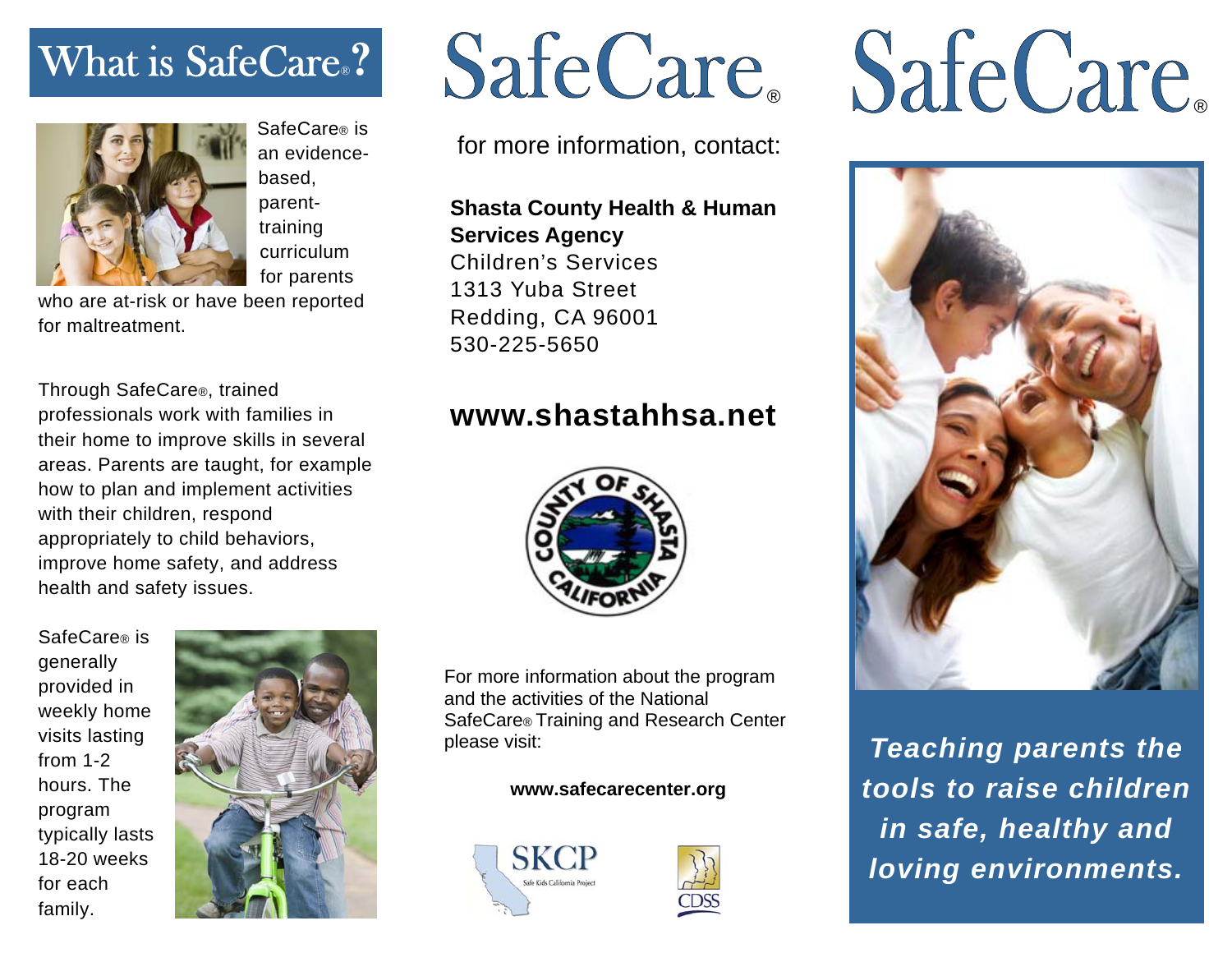# What is SafeCare®?

SafeCare® is an evidence-based, parent-training curriculum for parents who are at-risk or have been reported for maltreatment.

Through SafeCare®, trained professionals work with families in their home to improve skills in several areas. Parents are taught, for example how to plan and implement activities with their children, respond appropriately to child behaviors, improve home safety, and address health and safety issues.

SafeCare® is generally provided in weekly home visits lasting from 1-2 hours. The program typically lasts 18-20 weeks for each family.

# SafeCare®

for more information, contact:

**Shasta County Health & Human Services Agency**
Children's Services
1313 Yuba Street
Redding, CA 96001
530-225-5650

## www.shastahhsa.net

COUNTY OF SHASTA CALIFORNIA

For more information about the program and the activities of the National SafeCare® Training and Research Center please visit:

**www.safecarecenter.org**

SKCP Safe Kids California Project

CDSS

# SafeCare®

***Teaching parents the tools to raise children in safe, healthy and loving environments.***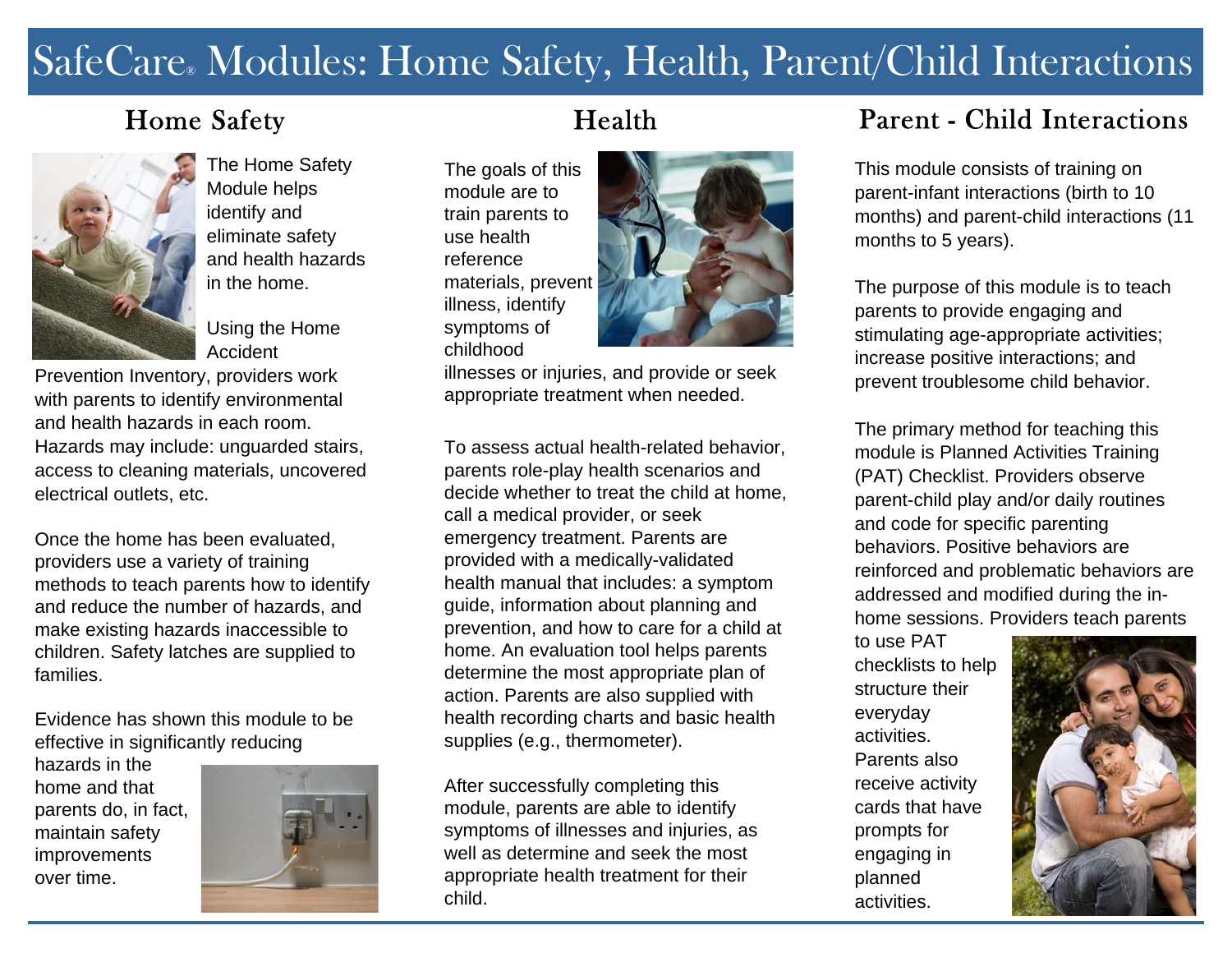# SafeCare® Modules: Home Safety, Health, Parent/Child Interactions

## Home Safety

The Home Safety Module helps identify and eliminate safety and health hazards in the home.

Using the Home Accident Prevention Inventory, providers work with parents to identify environmental and health hazards in each room. Hazards may include: unguarded stairs, access to cleaning materials, uncovered electrical outlets, etc.

Once the home has been evaluated, providers use a variety of training methods to teach parents how to identify and reduce the number of hazards, and make existing hazards inaccessible to children. Safety latches are supplied to families.

Evidence has shown this module to be effective in significantly reducing hazards in the home and that parents do, in fact, maintain safety improvements over time.

## Health

The goals of this module are to train parents to use health reference materials, prevent illness, identify symptoms of childhood illnesses or injuries, and provide or seek appropriate treatment when needed.

To assess actual health-related behavior, parents role-play health scenarios and decide whether to treat the child at home, call a medical provider, or seek emergency treatment. Parents are provided with a medically-validated health manual that includes: a symptom guide, information about planning and prevention, and how to care for a child at home. An evaluation tool helps parents determine the most appropriate plan of action. Parents are also supplied with health recording charts and basic health supplies (e.g., thermometer).

After successfully completing this module, parents are able to identify symptoms of illnesses and injuries, as well as determine and seek the most appropriate health treatment for their child.

## Parent - Child Interactions

This module consists of training on parent-infant interactions (birth to 10 months) and parent-child interactions (11 months to 5 years).

The purpose of this module is to teach parents to provide engaging and stimulating age-appropriate activities; increase positive interactions; and prevent troublesome child behavior.

The primary method for teaching this module is Planned Activities Training (PAT) Checklist. Providers observe parent-child play and/or daily routines and code for specific parenting behaviors. Positive behaviors are reinforced and problematic behaviors are addressed and modified during the in-home sessions. Providers teach parents to use PAT checklists to help structure their everyday activities. Parents also receive activity cards that have prompts for engaging in planned activities.